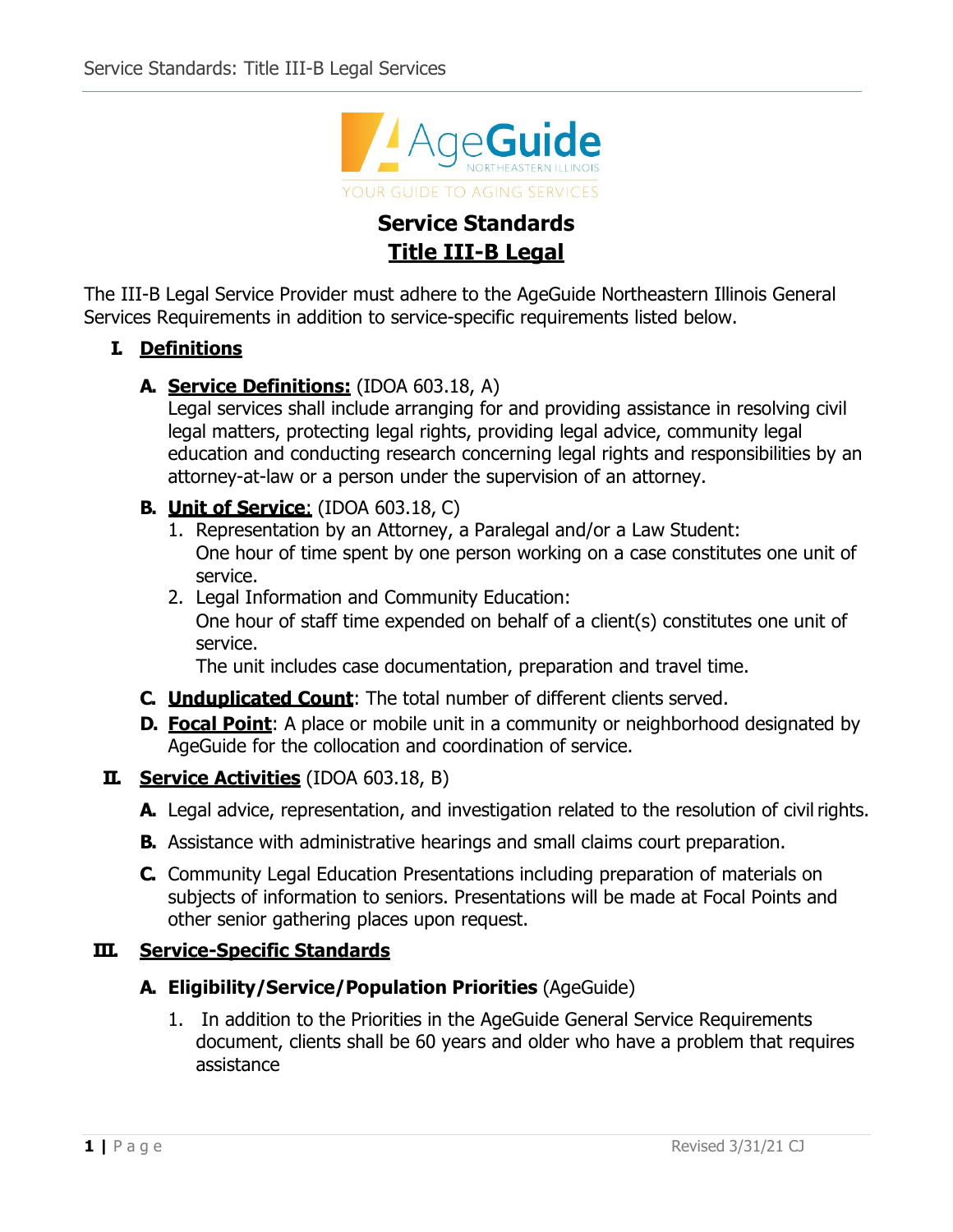# Service Standards

## Title III-B Legal

The III-B Legal Service Provider must adhere to the AgeGuide Northeastern Illinois General Services Requirements in addition to service-specific requirements listed below.

## I. Definitions

**A. Service Definitions:** (IDOA 603.18, A)
Legal services shall include arranging for and providing assistance in resolving civil legal matters, protecting legal rights, providing legal advice, community legal education and conducting research concerning legal rights and responsibilities by an attorney-at-law or a person under the supervision of an attorney.

**B. Unit of Service:** (IDOA 603.18, C)

1. Representation by an Attorney, a Paralegal and/or a Law Student:
   One hour of time spent by one person working on a case constitutes one unit of service.
2. Legal Information and Community Education:
   One hour of staff time expended on behalf of a client(s) constitutes one unit of service.
   The unit includes case documentation, preparation and travel time.

**C. Unduplicated Count:** The total number of different clients served.

**D. Focal Point:** A place or mobile unit in a community or neighborhood designated by AgeGuide for the collocation and coordination of service.

## II. Service Activities (IDOA 603.18, B)

**A.** Legal advice, representation, and investigation related to the resolution of civil rights.

**B.** Assistance with administrative hearings and small claims court preparation.

**C.** Community Legal Education Presentations including preparation of materials on subjects of information to seniors. Presentations will be made at Focal Points and other senior gathering places upon request.

## III. Service-Specific Standards

**A. Eligibility/Service/Population Priorities** (AgeGuide)

1. In addition to the Priorities in the AgeGuide General Service Requirements document, clients shall be 60 years and older who have a problem that requires assistance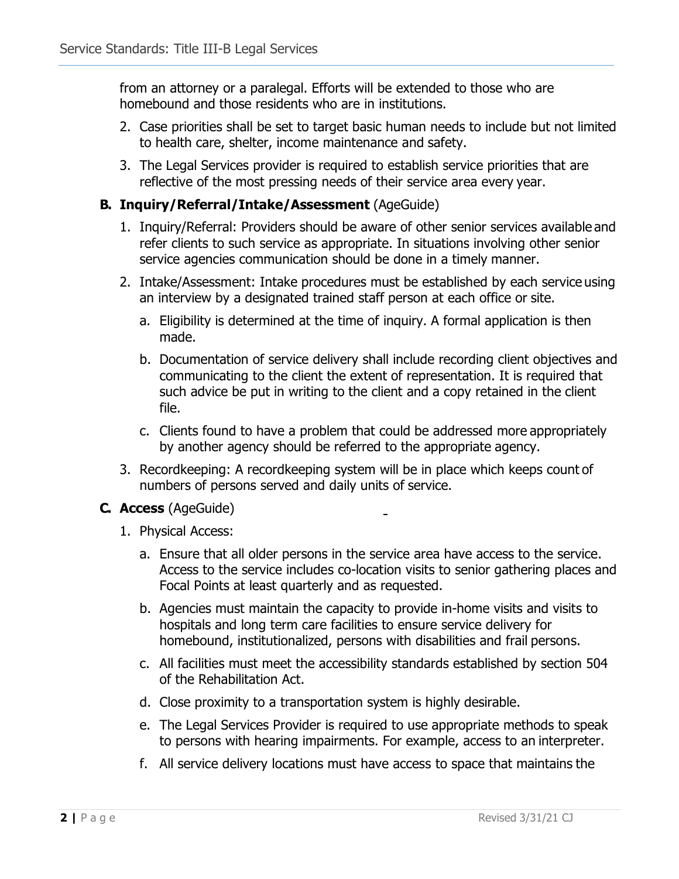from an attorney or a paralegal. Efforts will be extended to those who are homebound and those residents who are in institutions.

2. Case priorities shall be set to target basic human needs to include but not limited to health care, shelter, income maintenance and safety.
3. The Legal Services provider is required to establish service priorities that are reflective of the most pressing needs of their service area every year.

**B. Inquiry/Referral/Intake/Assessment** (AgeGuide)

1. Inquiry/Referral: Providers should be aware of other senior services available and refer clients to such service as appropriate. In situations involving other senior service agencies communication should be done in a timely manner.
2. Intake/Assessment: Intake procedures must be established by each service using an interview by a designated trained staff person at each office or site.
   a. Eligibility is determined at the time of inquiry. A formal application is then made.
   b. Documentation of service delivery shall include recording client objectives and communicating to the client the extent of representation. It is required that such advice be put in writing to the client and a copy retained in the client file.
   c. Clients found to have a problem that could be addressed more appropriately by another agency should be referred to the appropriate agency.
3. Recordkeeping: A recordkeeping system will be in place which keeps count of numbers of persons served and daily units of service.

**C. Access** (AgeGuide)

1. Physical Access:
   a. Ensure that all older persons in the service area have access to the service. Access to the service includes co-location visits to senior gathering places and Focal Points at least quarterly and as requested.
   b. Agencies must maintain the capacity to provide in-home visits and visits to hospitals and long term care facilities to ensure service delivery for homebound, institutionalized, persons with disabilities and frail persons.
   c. All facilities must meet the accessibility standards established by section 504 of the Rehabilitation Act.
   d. Close proximity to a transportation system is highly desirable.
   e. The Legal Services Provider is required to use appropriate methods to speak to persons with hearing impairments. For example, access to an interpreter.
   f. All service delivery locations must have access to space that maintains the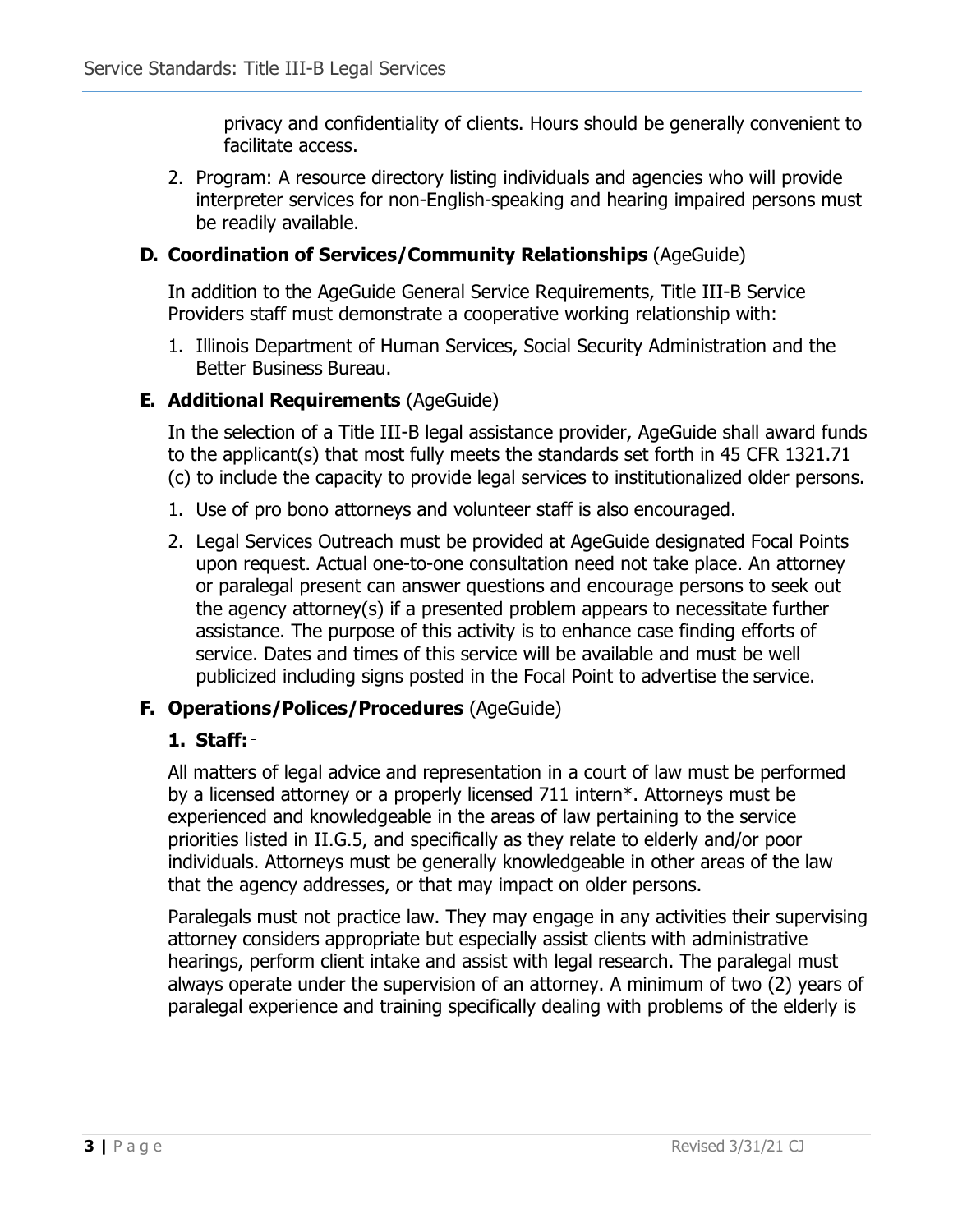privacy and confidentiality of clients. Hours should be generally convenient to facilitate access.

2. Program: A resource directory listing individuals and agencies who will provide interpreter services for non-English-speaking and hearing impaired persons must be readily available.

### D. Coordination of Services/Community Relationships (AgeGuide)

In addition to the AgeGuide General Service Requirements, Title III-B Service Providers staff must demonstrate a cooperative working relationship with:

1. Illinois Department of Human Services, Social Security Administration and the Better Business Bureau.

### E. Additional Requirements (AgeGuide)

In the selection of a Title III-B legal assistance provider, AgeGuide shall award funds to the applicant(s) that most fully meets the standards set forth in 45 CFR 1321.71 (c) to include the capacity to provide legal services to institutionalized older persons.

1. Use of pro bono attorneys and volunteer staff is also encouraged.
2. Legal Services Outreach must be provided at AgeGuide designated Focal Points upon request. Actual one-to-one consultation need not take place. An attorney or paralegal present can answer questions and encourage persons to seek out the agency attorney(s) if a presented problem appears to necessitate further assistance. The purpose of this activity is to enhance case finding efforts of service. Dates and times of this service will be available and must be well publicized including signs posted in the Focal Point to advertise the service.

### F. Operations/Polices/Procedures (AgeGuide)

#### 1. Staff:

All matters of legal advice and representation in a court of law must be performed by a licensed attorney or a properly licensed 711 intern*. Attorneys must be experienced and knowledgeable in the areas of law pertaining to the service priorities listed in II.G.5, and specifically as they relate to elderly and/or poor individuals. Attorneys must be generally knowledgeable in other areas of the law that the agency addresses, or that may impact on older persons.

Paralegals must not practice law. They may engage in any activities their supervising attorney considers appropriate but especially assist clients with administrative hearings, perform client intake and assist with legal research. The paralegal must always operate under the supervision of an attorney. A minimum of two (2) years of paralegal experience and training specifically dealing with problems of the elderly is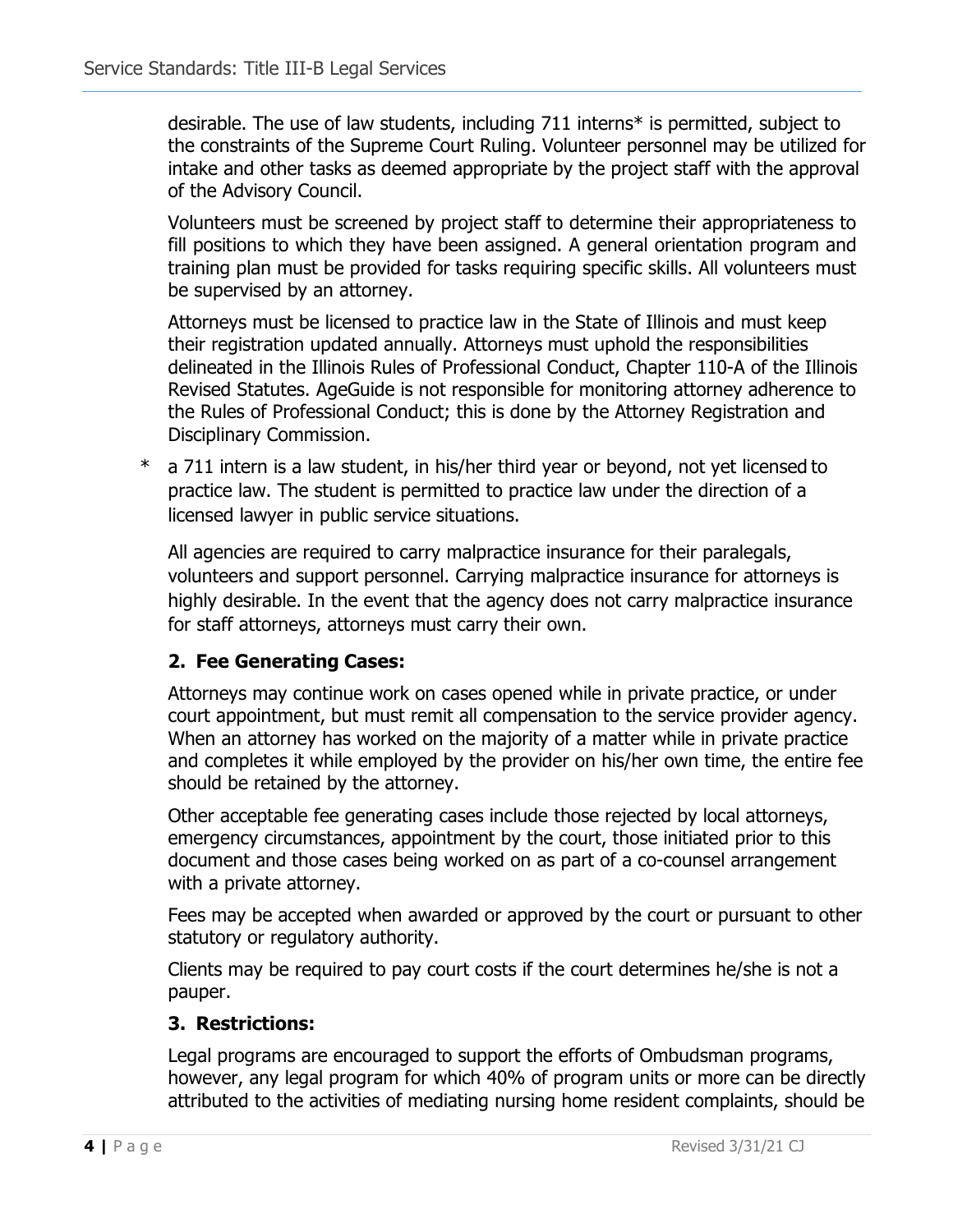desirable. The use of law students, including 711 interns* is permitted, subject to the constraints of the Supreme Court Ruling. Volunteer personnel may be utilized for intake and other tasks as deemed appropriate by the project staff with the approval of the Advisory Council.

Volunteers must be screened by project staff to determine their appropriateness to fill positions to which they have been assigned. A general orientation program and training plan must be provided for tasks requiring specific skills. All volunteers must be supervised by an attorney.

Attorneys must be licensed to practice law in the State of Illinois and must keep their registration updated annually. Attorneys must uphold the responsibilities delineated in the Illinois Rules of Professional Conduct, Chapter 110-A of the Illinois Revised Statutes. AgeGuide is not responsible for monitoring attorney adherence to the Rules of Professional Conduct; this is done by the Attorney Registration and Disciplinary Commission.

\* a 711 intern is a law student, in his/her third year or beyond, not yet licensed to practice law. The student is permitted to practice law under the direction of a licensed lawyer in public service situations.

All agencies are required to carry malpractice insurance for their paralegals, volunteers and support personnel. Carrying malpractice insurance for attorneys is highly desirable. In the event that the agency does not carry malpractice insurance for staff attorneys, attorneys must carry their own.

### 2. Fee Generating Cases:

Attorneys may continue work on cases opened while in private practice, or under court appointment, but must remit all compensation to the service provider agency. When an attorney has worked on the majority of a matter while in private practice and completes it while employed by the provider on his/her own time, the entire fee should be retained by the attorney.

Other acceptable fee generating cases include those rejected by local attorneys, emergency circumstances, appointment by the court, those initiated prior to this document and those cases being worked on as part of a co-counsel arrangement with a private attorney.

Fees may be accepted when awarded or approved by the court or pursuant to other statutory or regulatory authority.

Clients may be required to pay court costs if the court determines he/she is not a pauper.

### 3. Restrictions:

Legal programs are encouraged to support the efforts of Ombudsman programs, however, any legal program for which 40% of program units or more can be directly attributed to the activities of mediating nursing home resident complaints, should be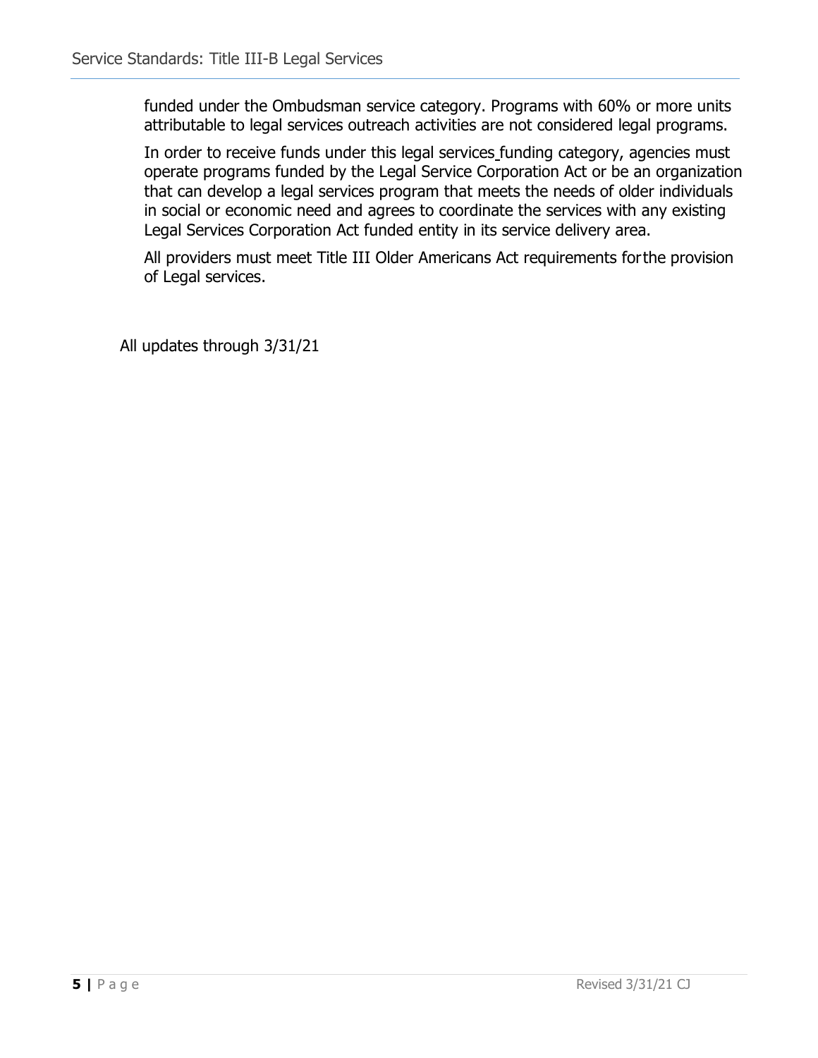funded under the Ombudsman service category. Programs with 60% or more units attributable to legal services outreach activities are not considered legal programs.

In order to receive funds under this legal services funding category, agencies must operate programs funded by the Legal Service Corporation Act or be an organization that can develop a legal services program that meets the needs of older individuals in social or economic need and agrees to coordinate the services with any existing Legal Services Corporation Act funded entity in its service delivery area.

All providers must meet Title III Older Americans Act requirements forthe provision of Legal services.

All updates through 3/31/21